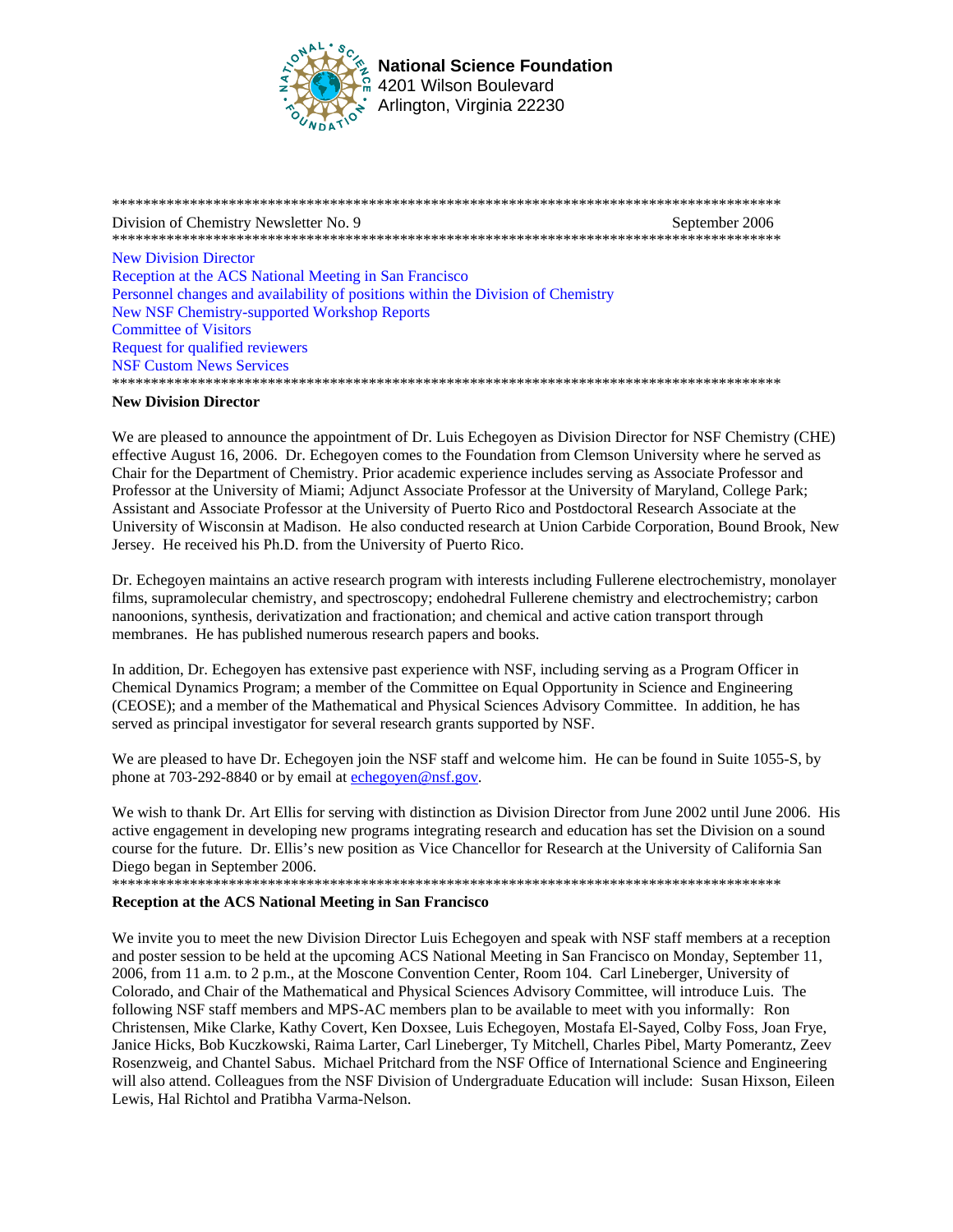**National Science Foundation**
4201 Wilson Boulevard
Arlington, Virginia 22230

*******************************************************************************************

Division of Chemistry Newsletter No. 9 September 2006

*******************************************************************************************

- New Division Director
- Reception at the ACS National Meeting in San Francisco
- Personnel changes and availability of positions within the Division of Chemistry
- New NSF Chemistry-supported Workshop Reports
- Committee of Visitors
- Request for qualified reviewers
- NSF Custom News Services

*******************************************************************************************

## New Division Director

We are pleased to announce the appointment of Dr. Luis Echegoyen as Division Director for NSF Chemistry (CHE) effective August 16, 2006. Dr. Echegoyen comes to the Foundation from Clemson University where he served as Chair for the Department of Chemistry. Prior academic experience includes serving as Associate Professor and Professor at the University of Miami; Adjunct Associate Professor at the University of Maryland, College Park; Assistant and Associate Professor at the University of Puerto Rico and Postdoctoral Research Associate at the University of Wisconsin at Madison. He also conducted research at Union Carbide Corporation, Bound Brook, New Jersey. He received his Ph.D. from the University of Puerto Rico.

Dr. Echegoyen maintains an active research program with interests including Fullerene electrochemistry, monolayer films, supramolecular chemistry, and spectroscopy; endohedral Fullerene chemistry and electrochemistry; carbon nanoonions, synthesis, derivatization and fractionation; and chemical and active cation transport through membranes. He has published numerous research papers and books.

In addition, Dr. Echegoyen has extensive past experience with NSF, including serving as a Program Officer in Chemical Dynamics Program; a member of the Committee on Equal Opportunity in Science and Engineering (CEOSE); and a member of the Mathematical and Physical Sciences Advisory Committee. In addition, he has served as principal investigator for several research grants supported by NSF.

We are pleased to have Dr. Echegoyen join the NSF staff and welcome him. He can be found in Suite 1055-S, by phone at 703-292-8840 or by email at echegoyen@nsf.gov.

We wish to thank Dr. Art Ellis for serving with distinction as Division Director from June 2002 until June 2006. His active engagement in developing new programs integrating research and education has set the Division on a sound course for the future. Dr. Ellis's new position as Vice Chancellor for Research at the University of California San Diego began in September 2006.

*******************************************************************************************

## Reception at the ACS National Meeting in San Francisco

We invite you to meet the new Division Director Luis Echegoyen and speak with NSF staff members at a reception and poster session to be held at the upcoming ACS National Meeting in San Francisco on Monday, September 11, 2006, from 11 a.m. to 2 p.m., at the Moscone Convention Center, Room 104. Carl Lineberger, University of Colorado, and Chair of the Mathematical and Physical Sciences Advisory Committee, will introduce Luis. The following NSF staff members and MPS-AC members plan to be available to meet with you informally: Ron Christensen, Mike Clarke, Kathy Covert, Ken Doxsee, Luis Echegoyen, Mostafa El-Sayed, Colby Foss, Joan Frye, Janice Hicks, Bob Kuczkowski, Raima Larter, Carl Lineberger, Ty Mitchell, Charles Pibel, Marty Pomerantz, Zeev Rosenzweig, and Chantel Sabus. Michael Pritchard from the NSF Office of International Science and Engineering will also attend. Colleagues from the NSF Division of Undergraduate Education will include: Susan Hixson, Eileen Lewis, Hal Richtol and Pratibha Varma-Nelson.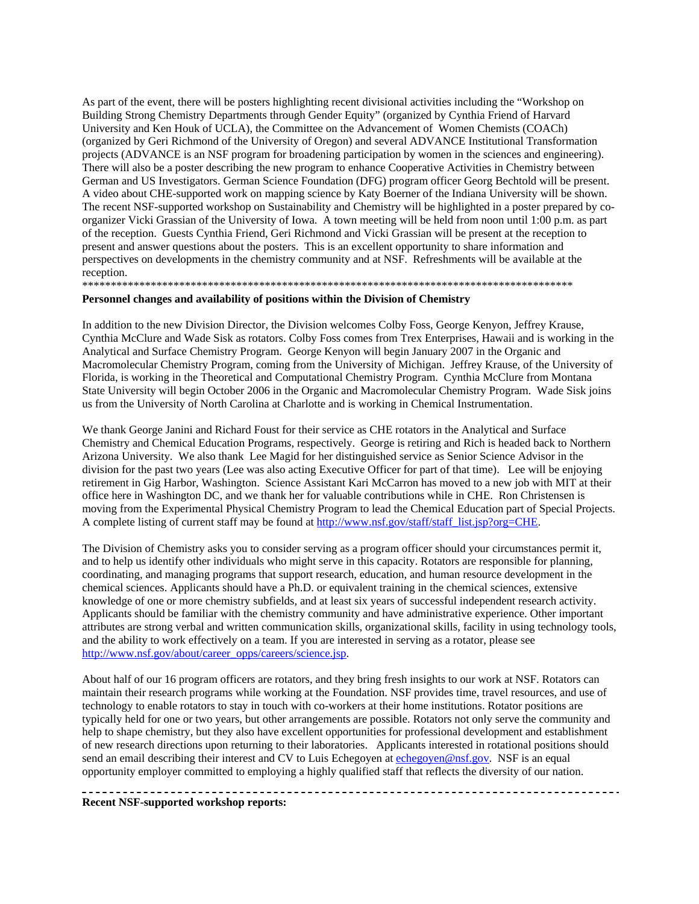As part of the event, there will be posters highlighting recent divisional activities including the "Workshop on Building Strong Chemistry Departments through Gender Equity" (organized by Cynthia Friend of Harvard University and Ken Houk of UCLA), the Committee on the Advancement of Women Chemists (COACh) (organized by Geri Richmond of the University of Oregon) and several ADVANCE Institutional Transformation projects (ADVANCE is an NSF program for broadening participation by women in the sciences and engineering). There will also be a poster describing the new program to enhance Cooperative Activities in Chemistry between German and US Investigators. German Science Foundation (DFG) program officer Georg Bechtold will be present. A video about CHE-supported work on mapping science by Katy Boerner of the Indiana University will be shown. The recent NSF-supported workshop on Sustainability and Chemistry will be highlighted in a poster prepared by co-organizer Vicki Grassian of the University of Iowa. A town meeting will be held from noon until 1:00 p.m. as part of the reception. Guests Cynthia Friend, Geri Richmond and Vicki Grassian will be present at the reception to present and answer questions about the posters. This is an excellent opportunity to share information and perspectives on developments in the chemistry community and at NSF. Refreshments will be available at the reception.

*************************************************************************************

**Personnel changes and availability of positions within the Division of Chemistry**

In addition to the new Division Director, the Division welcomes Colby Foss, George Kenyon, Jeffrey Krause, Cynthia McClure and Wade Sisk as rotators. Colby Foss comes from Trex Enterprises, Hawaii and is working in the Analytical and Surface Chemistry Program. George Kenyon will begin January 2007 in the Organic and Macromolecular Chemistry Program, coming from the University of Michigan. Jeffrey Krause, of the University of Florida, is working in the Theoretical and Computational Chemistry Program. Cynthia McClure from Montana State University will begin October 2006 in the Organic and Macromolecular Chemistry Program. Wade Sisk joins us from the University of North Carolina at Charlotte and is working in Chemical Instrumentation.

We thank George Janini and Richard Foust for their service as CHE rotators in the Analytical and Surface Chemistry and Chemical Education Programs, respectively. George is retiring and Rich is headed back to Northern Arizona University. We also thank Lee Magid for her distinguished service as Senior Science Advisor in the division for the past two years (Lee was also acting Executive Officer for part of that time). Lee will be enjoying retirement in Gig Harbor, Washington. Science Assistant Kari McCarron has moved to a new job with MIT at their office here in Washington DC, and we thank her for valuable contributions while in CHE. Ron Christensen is moving from the Experimental Physical Chemistry Program to lead the Chemical Education part of Special Projects. A complete listing of current staff may be found at http://www.nsf.gov/staff/staff_list.jsp?org=CHE.

The Division of Chemistry asks you to consider serving as a program officer should your circumstances permit it, and to help us identify other individuals who might serve in this capacity. Rotators are responsible for planning, coordinating, and managing programs that support research, education, and human resource development in the chemical sciences. Applicants should have a Ph.D. or equivalent training in the chemical sciences, extensive knowledge of one or more chemistry subfields, and at least six years of successful independent research activity. Applicants should be familiar with the chemistry community and have administrative experience. Other important attributes are strong verbal and written communication skills, organizational skills, facility in using technology tools, and the ability to work effectively on a team. If you are interested in serving as a rotator, please see http://www.nsf.gov/about/career_opps/careers/science.jsp.

About half of our 16 program officers are rotators, and they bring fresh insights to our work at NSF. Rotators can maintain their research programs while working at the Foundation. NSF provides time, travel resources, and use of technology to enable rotators to stay in touch with co-workers at their home institutions. Rotator positions are typically held for one or two years, but other arrangements are possible. Rotators not only serve the community and help to shape chemistry, but they also have excellent opportunities for professional development and establishment of new research directions upon returning to their laboratories. Applicants interested in rotational positions should send an email describing their interest and CV to Luis Echegoyen at echegoyen@nsf.gov. NSF is an equal opportunity employer committed to employing a highly qualified staff that reflects the diversity of our nation.

---

**Recent NSF-supported workshop reports:**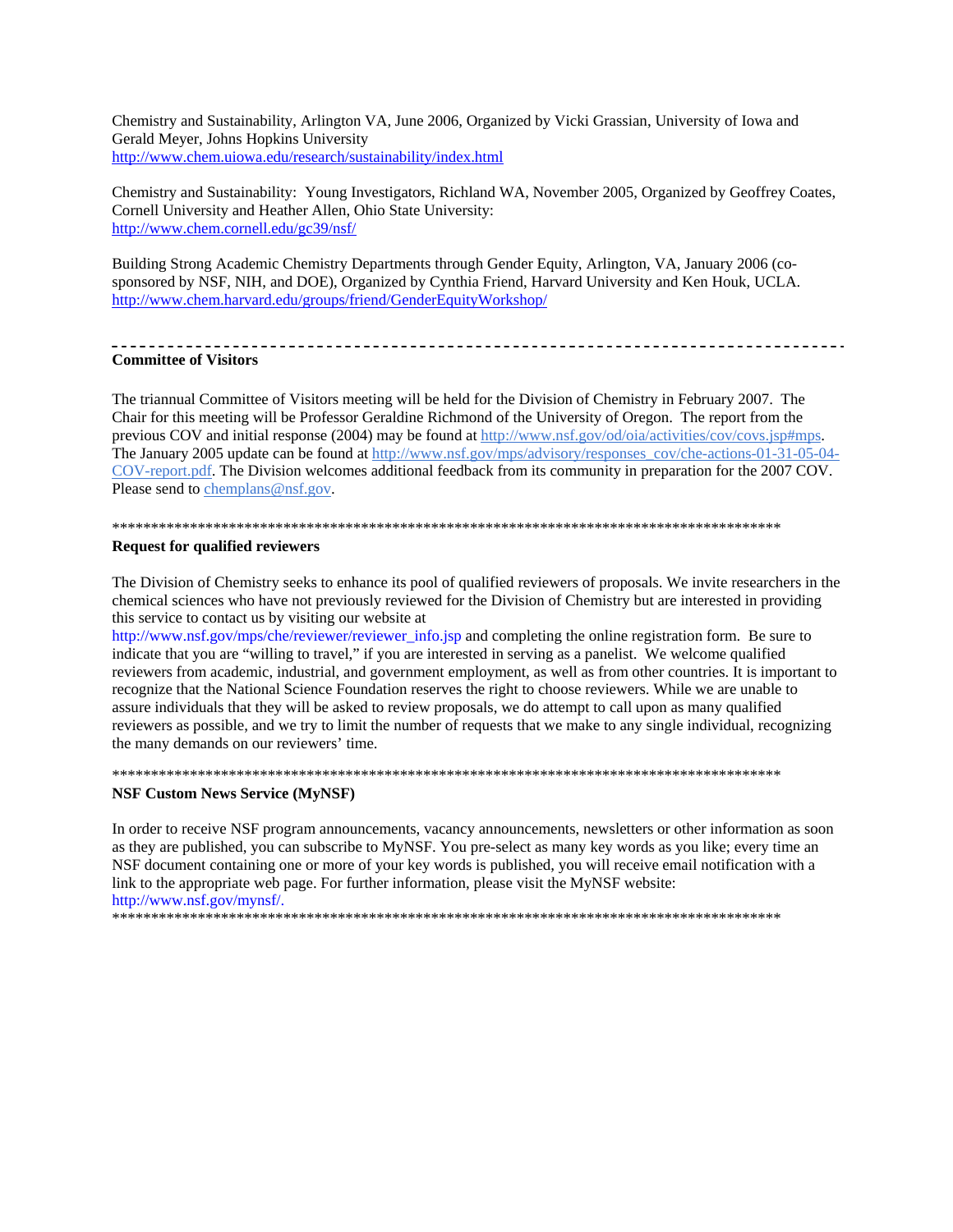Chemistry and Sustainability, Arlington VA, June 2006, Organized by Vicki Grassian, University of Iowa and Gerald Meyer, Johns Hopkins University
http://www.chem.uiowa.edu/research/sustainability/index.html

Chemistry and Sustainability: Young Investigators, Richland WA, November 2005, Organized by Geoffrey Coates, Cornell University and Heather Allen, Ohio State University:
http://www.chem.cornell.edu/gc39/nsf/

Building Strong Academic Chemistry Departments through Gender Equity, Arlington, VA, January 2006 (co-sponsored by NSF, NIH, and DOE), Organized by Cynthia Friend, Harvard University and Ken Houk, UCLA.
http://www.chem.harvard.edu/groups/friend/GenderEquityWorkshop/

---

**Committee of Visitors**

The triannual Committee of Visitors meeting will be held for the Division of Chemistry in February 2007. The Chair for this meeting will be Professor Geraldine Richmond of the University of Oregon. The report from the previous COV and initial response (2004) may be found at http://www.nsf.gov/od/oia/activities/cov/covs.jsp#mps. The January 2005 update can be found at http://www.nsf.gov/mps/advisory/responses_cov/che-actions-01-31-05-04-COV-report.pdf. The Division welcomes additional feedback from its community in preparation for the 2007 COV. Please send to chemplans@nsf.gov.

*************************************************************************************

**Request for qualified reviewers**

The Division of Chemistry seeks to enhance its pool of qualified reviewers of proposals. We invite researchers in the chemical sciences who have not previously reviewed for the Division of Chemistry but are interested in providing this service to contact us by visiting our website at
http://www.nsf.gov/mps/che/reviewer/reviewer_info.jsp and completing the online registration form. Be sure to indicate that you are "willing to travel," if you are interested in serving as a panelist. We welcome qualified reviewers from academic, industrial, and government employment, as well as from other countries. It is important to recognize that the National Science Foundation reserves the right to choose reviewers. While we are unable to assure individuals that they will be asked to review proposals, we do attempt to call upon as many qualified reviewers as possible, and we try to limit the number of requests that we make to any single individual, recognizing the many demands on our reviewers' time.

*************************************************************************************

**NSF Custom News Service (MyNSF)**

In order to receive NSF program announcements, vacancy announcements, newsletters or other information as soon as they are published, you can subscribe to MyNSF. You pre-select as many key words as you like; every time an NSF document containing one or more of your key words is published, you will receive email notification with a link to the appropriate web page. For further information, please visit the MyNSF website:
http://www.nsf.gov/mynsf/.

*************************************************************************************